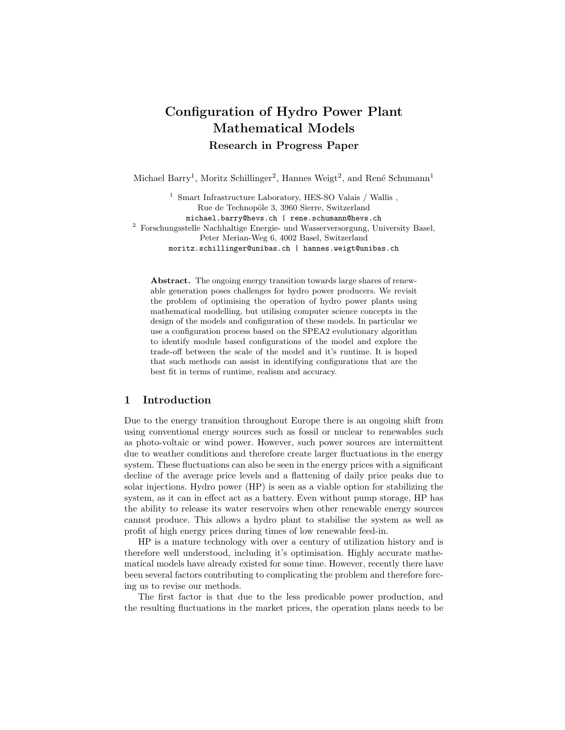# Configuration of Hydro Power Plant Mathematical Models

## Research in Progress Paper

Michael Barry[1], Moritz Schillinger[2], Hannes Weigt[2], and René Schumann[1]

[1] Smart Infrastructure Laboratory, HES-SO Valais / Wallis , Rue de Technopôle 3, 3960 Sierre, Switzerland
michael.barry@hevs.ch | rene.schumann@hevs.ch

[2] Forschungsstelle Nachhaltige Energie- und Wasserversorgung, University Basel, Peter Merian-Weg 6, 4002 Basel, Switzerland
moritz.schillinger@unibas.ch | hannes.weigt@unibas.ch

**Abstract.** The ongoing energy transition towards large shares of renewable generation poses challenges for hydro power producers. We revisit the problem of optimising the operation of hydro power plants using mathematical modelling, but utilising computer science concepts in the design of the models and configuration of these models. In particular we use a configuration process based on the SPEA2 evolutionary algorithm to identify module based configurations of the model and explore the trade-off between the scale of the model and it's runtime. It is hoped that such methods can assist in identifying configurations that are the best fit in terms of runtime, realism and accuracy.

## 1 Introduction

Due to the energy transition throughout Europe there is an ongoing shift from using conventional energy sources such as fossil or nuclear to renewables such as photo-voltaic or wind power. However, such power sources are intermittent due to weather conditions and therefore create larger fluctuations in the energy system. These fluctuations can also be seen in the energy prices with a significant decline of the average price levels and a flattening of daily price peaks due to solar injections. Hydro power (HP) is seen as a viable option for stabilizing the system, as it can in effect act as a battery. Even without pump storage, HP has the ability to release its water reservoirs when other renewable energy sources cannot produce. This allows a hydro plant to stabilise the system as well as profit of high energy prices during times of low renewable feed-in.

HP is a mature technology with over a century of utilization history and is therefore well understood, including it's optimisation. Highly accurate mathematical models have already existed for some time. However, recently there have been several factors contributing to complicating the problem and therefore forcing us to revise our methods.

The first factor is that due to the less predicable power production, and the resulting fluctuations in the market prices, the operation plans needs to be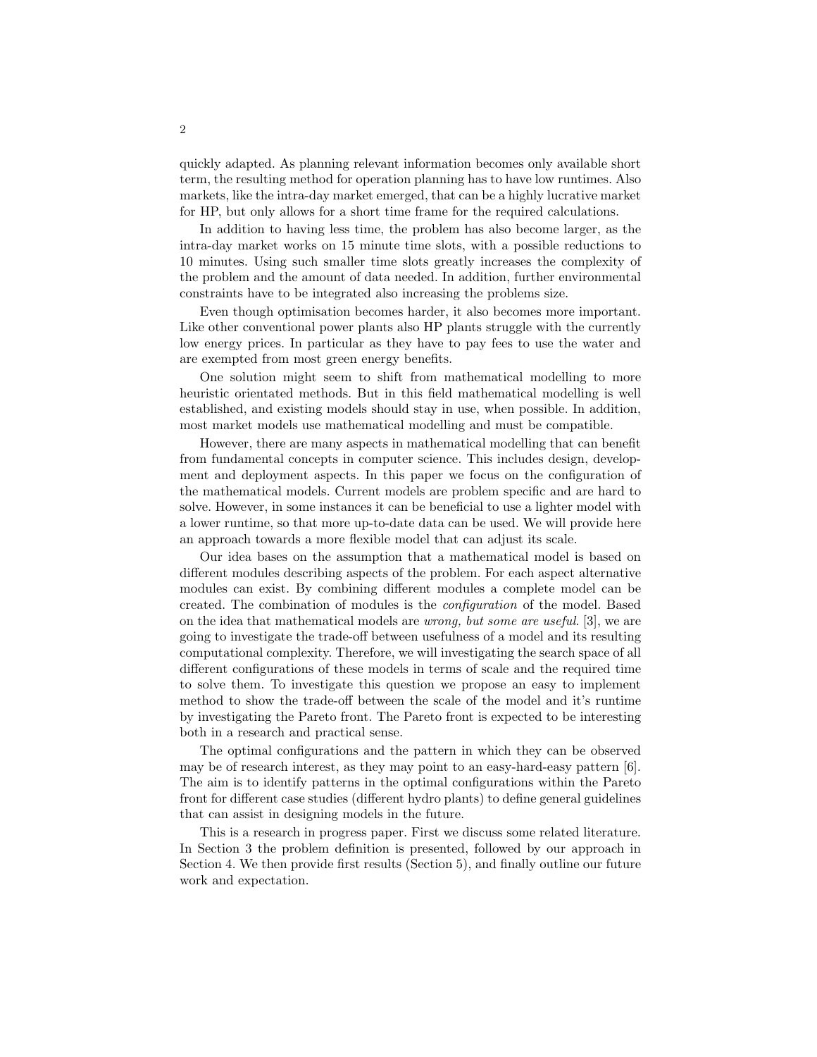quickly adapted. As planning relevant information becomes only available short term, the resulting method for operation planning has to have low runtimes. Also markets, like the intra-day market emerged, that can be a highly lucrative market for HP, but only allows for a short time frame for the required calculations.

In addition to having less time, the problem has also become larger, as the intra-day market works on 15 minute time slots, with a possible reductions to 10 minutes. Using such smaller time slots greatly increases the complexity of the problem and the amount of data needed. In addition, further environmental constraints have to be integrated also increasing the problems size.

Even though optimisation becomes harder, it also becomes more important. Like other conventional power plants also HP plants struggle with the currently low energy prices. In particular as they have to pay fees to use the water and are exempted from most green energy benefits.

One solution might seem to shift from mathematical modelling to more heuristic orientated methods. But in this field mathematical modelling is well established, and existing models should stay in use, when possible. In addition, most market models use mathematical modelling and must be compatible.

However, there are many aspects in mathematical modelling that can benefit from fundamental concepts in computer science. This includes design, development and deployment aspects. In this paper we focus on the configuration of the mathematical models. Current models are problem specific and are hard to solve. However, in some instances it can be beneficial to use a lighter model with a lower runtime, so that more up-to-date data can be used. We will provide here an approach towards a more flexible model that can adjust its scale.

Our idea bases on the assumption that a mathematical model is based on different modules describing aspects of the problem. For each aspect alternative modules can exist. By combining different modules a complete model can be created. The combination of modules is the *configuration* of the model. Based on the idea that mathematical models are *wrong, but some are useful*. [3], we are going to investigate the trade-off between usefulness of a model and its resulting computational complexity. Therefore, we will investigating the search space of all different configurations of these models in terms of scale and the required time to solve them. To investigate this question we propose an easy to implement method to show the trade-off between the scale of the model and it's runtime by investigating the Pareto front. The Pareto front is expected to be interesting both in a research and practical sense.

The optimal configurations and the pattern in which they can be observed may be of research interest, as they may point to an easy-hard-easy pattern [6]. The aim is to identify patterns in the optimal configurations within the Pareto front for different case studies (different hydro plants) to define general guidelines that can assist in designing models in the future.

This is a research in progress paper. First we discuss some related literature. In Section 3 the problem definition is presented, followed by our approach in Section 4. We then provide first results (Section 5), and finally outline our future work and expectation.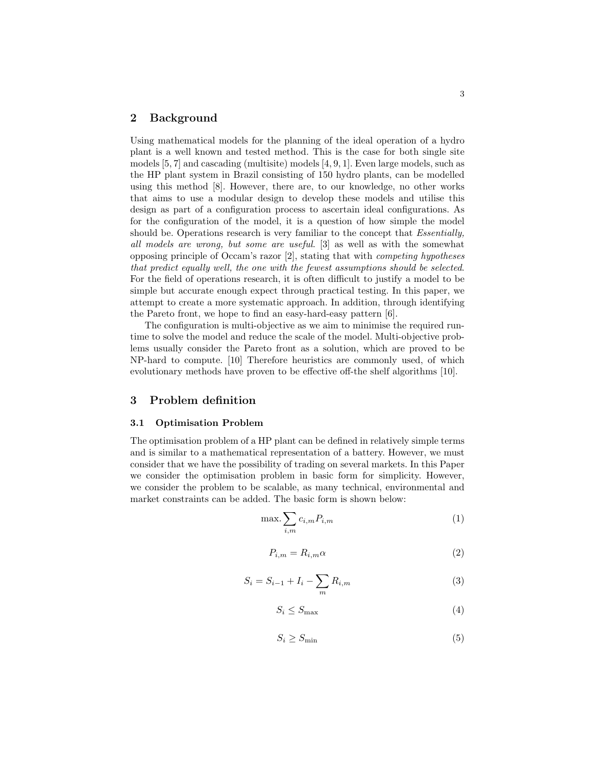## 2 Background

Using mathematical models for the planning of the ideal operation of a hydro plant is a well known and tested method. This is the case for both single site models [5, 7] and cascading (multisite) models [4, 9, 1]. Even large models, such as the HP plant system in Brazil consisting of 150 hydro plants, can be modelled using this method [8]. However, there are, to our knowledge, no other works that aims to use a modular design to develop these models and utilise this design as part of a configuration process to ascertain ideal configurations. As for the configuration of the model, it is a question of how simple the model should be. Operations research is very familiar to the concept that *Essentially, all models are wrong, but some are useful*. [3] as well as with the somewhat opposing principle of Occam's razor [2], stating that with *competing hypotheses that predict equally well, the one with the fewest assumptions should be selected*. For the field of operations research, it is often difficult to justify a model to be simple but accurate enough expect through practical testing. In this paper, we attempt to create a more systematic approach. In addition, through identifying the Pareto front, we hope to find an easy-hard-easy pattern [6].

The configuration is multi-objective as we aim to minimise the required runtime to solve the model and reduce the scale of the model. Multi-objective problems usually consider the Pareto front as a solution, which are proved to be NP-hard to compute. [10] Therefore heuristics are commonly used, of which evolutionary methods have proven to be effective off-the shelf algorithms [10].

## 3 Problem definition

### 3.1 Optimisation Problem

The optimisation problem of a HP plant can be defined in relatively simple terms and is similar to a mathematical representation of a battery. However, we must consider that we have the possibility of trading on several markets. In this Paper we consider the optimisation problem in basic form for simplicity. However, we consider the problem to be scalable, as many technical, environmental and market constraints can be added. The basic form is shown below:

$$\max. \sum_{i,m} c_{i,m} P_{i,m} \tag{1}$$

$$P_{i,m} = R_{i,m} \alpha \tag{2}$$

$$S_i = S_{i-1} + I_i - \sum_{m} R_{i,m} \tag{3}$$

$$S_i \leq S_{\max} \tag{4}$$

$$S_i \geq S_{\min} \tag{5}$$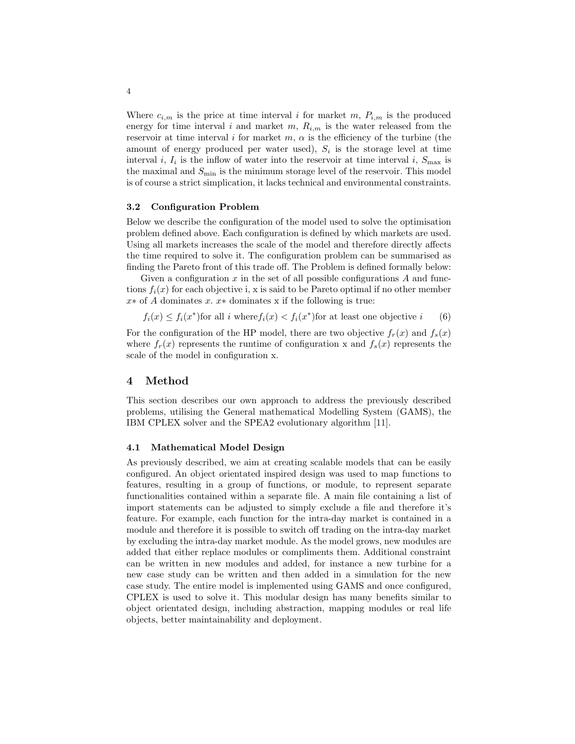Where $c_{i,m}$ is the price at time interval $i$ for market $m$, $P_{i,m}$ is the produced energy for time interval $i$ and market $m$, $R_{i,m}$ is the water released from the reservoir at time interval $i$ for market $m$, $\alpha$ is the efficiency of the turbine (the amount of energy produced per water used), $S_i$ is the storage level at time interval $i$, $I_i$ is the inflow of water into the reservoir at time interval $i$, $S_{\max}$ is the maximal and $S_{\min}$ is the minimum storage level of the reservoir. This model is of course a strict simplication, it lacks technical and environmental constraints.

### 3.2 Configuration Problem

Below we describe the configuration of the model used to solve the optimisation problem defined above. Each configuration is defined by which markets are used. Using all markets increases the scale of the model and therefore directly affects the time required to solve it. The configuration problem can be summarised as finding the Pareto front of this trade off. The Problem is defined formally below:

Given a configuration $x$ in the set of all possible configurations $A$ and functions $f_i(x)$ for each objective i, x is said to be Pareto optimal if no other member $x*$ of $A$ dominates $x$. $x*$ dominates x if the following is true:

$$f_i(x) \leq f_i(x^*) \text{for all } i \text{ where} f_i(x) < f_i(x^*) \text{for at least one objective } i \quad (6)$$

For the configuration of the HP model, there are two objective $f_r(x)$ and $f_s(x)$ where $f_r(x)$ represents the runtime of configuration x and $f_s(x)$ represents the scale of the model in configuration x.

## 4 Method

This section describes our own approach to address the previously described problems, utilising the General mathematical Modelling System (GAMS), the IBM CPLEX solver and the SPEA2 evolutionary algorithm [11].

### 4.1 Mathematical Model Design

As previously described, we aim at creating scalable models that can be easily configured. An object orientated inspired design was used to map functions to features, resulting in a group of functions, or module, to represent separate functionalities contained within a separate file. A main file containing a list of import statements can be adjusted to simply exclude a file and therefore it's feature. For example, each function for the intra-day market is contained in a module and therefore it is possible to switch off trading on the intra-day market by excluding the intra-day market module. As the model grows, new modules are added that either replace modules or compliments them. Additional constraint can be written in new modules and added, for instance a new turbine for a new case study can be written and then added in a simulation for the new case study. The entire model is implemented using GAMS and once configured, CPLEX is used to solve it. This modular design has many benefits similar to object orientated design, including abstraction, mapping modules or real life objects, better maintainability and deployment.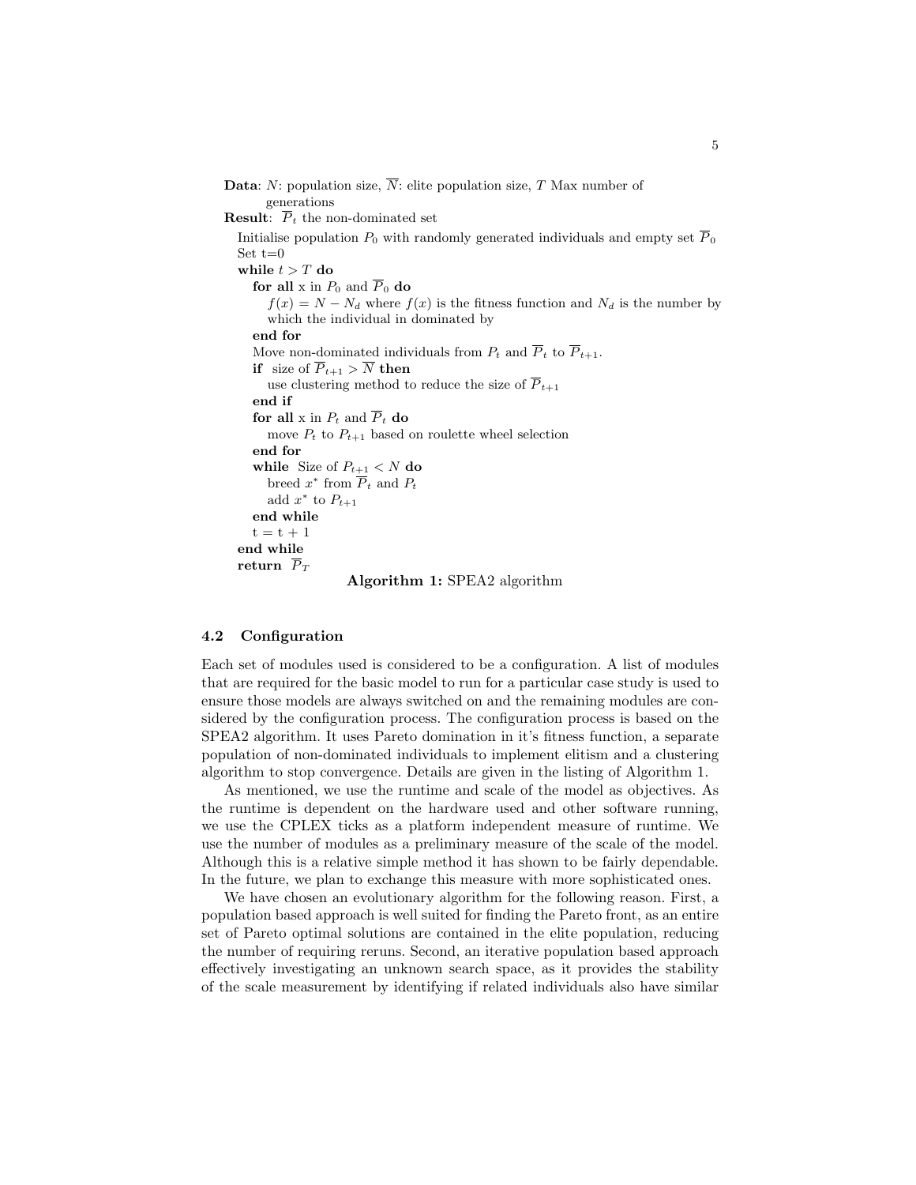**Data**: $N$: population size, $\overline{N}$: elite population size, $T$ Max number of generations
**Result**: $\overline{P}_t$ the non-dominated set

Initialise population $P_0$ with randomly generated individuals and empty set $\overline{P}_0$
Set t=0
**while** $t > T$ **do**
  **for all** x in $P_0$ and $\overline{P}_0$ **do**
    $f(x) = N - N_d$ where $f(x)$ is the fitness function and $N_d$ is the number by which the individual in dominated by
  **end for**
  Move non-dominated individuals from $P_t$ and $\overline{P}_t$ to $\overline{P}_{t+1}$.
  **if** size of $\overline{P}_{t+1} > \overline{N}$ **then**
    use clustering method to reduce the size of $\overline{P}_{t+1}$
  **end if**
  **for all** x in $P_t$ and $\overline{P}_t$ **do**
    move $P_t$ to $P_{t+1}$ based on roulette wheel selection
  **end for**
  **while** Size of $P_{t+1} < N$ **do**
    breed $x^*$ from $\overline{P}_t$ and $P_t$
    add $x^*$ to $P_{t+1}$
  **end while**
  t = t + 1
**end while**
**return** $\overline{P}_T$

**Algorithm 1:** SPEA2 algorithm

### 4.2 Configuration

Each set of modules used is considered to be a configuration. A list of modules that are required for the basic model to run for a particular case study is used to ensure those models are always switched on and the remaining modules are considered by the configuration process. The configuration process is based on the SPEA2 algorithm. It uses Pareto domination in it's fitness function, a separate population of non-dominated individuals to implement elitism and a clustering algorithm to stop convergence. Details are given in the listing of Algorithm 1.

As mentioned, we use the runtime and scale of the model as objectives. As the runtime is dependent on the hardware used and other software running, we use the CPLEX ticks as a platform independent measure of runtime. We use the number of modules as a preliminary measure of the scale of the model. Although this is a relative simple method it has shown to be fairly dependable. In the future, we plan to exchange this measure with more sophisticated ones.

We have chosen an evolutionary algorithm for the following reason. First, a population based approach is well suited for finding the Pareto front, as an entire set of Pareto optimal solutions are contained in the elite population, reducing the number of requiring reruns. Second, an iterative population based approach effectively investigating an unknown search space, as it provides the stability of the scale measurement by identifying if related individuals also have similar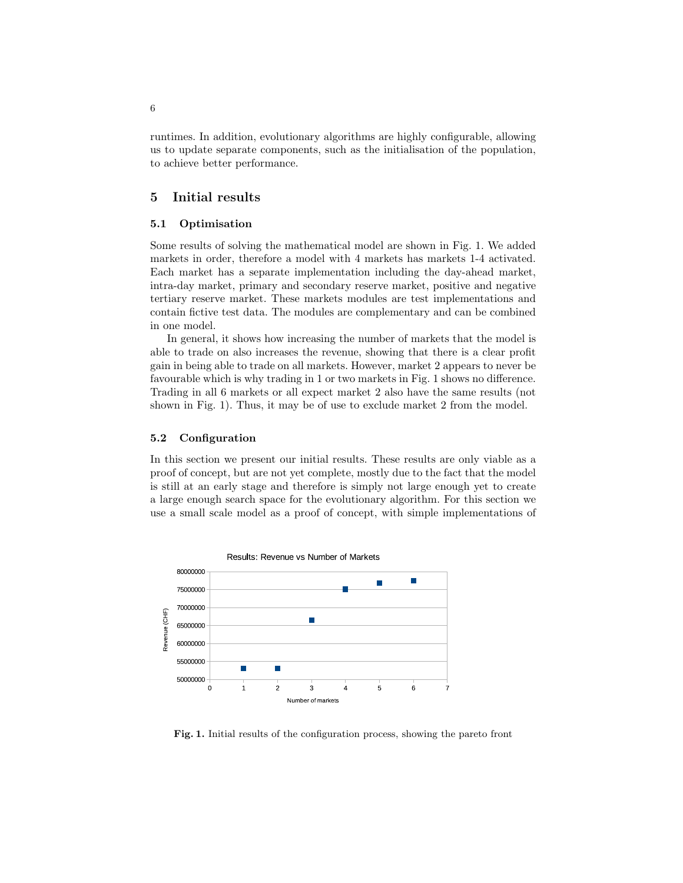runtimes. In addition, evolutionary algorithms are highly configurable, allowing us to update separate components, such as the initialisation of the population, to achieve better performance.

## 5 Initial results

### 5.1 Optimisation

Some results of solving the mathematical model are shown in Fig. 1. We added markets in order, therefore a model with 4 markets has markets 1-4 activated. Each market has a separate implementation including the day-ahead market, intra-day market, primary and secondary reserve market, positive and negative tertiary reserve market. These markets modules are test implementations and contain fictive test data. The modules are complementary and can be combined in one model.

In general, it shows how increasing the number of markets that the model is able to trade on also increases the revenue, showing that there is a clear profit gain in being able to trade on all markets. However, market 2 appears to never be favourable which is why trading in 1 or two markets in Fig. 1 shows no difference. Trading in all 6 markets or all expect market 2 also have the same results (not shown in Fig. 1). Thus, it may be of use to exclude market 2 from the model.

### 5.2 Configuration

In this section we present our initial results. These results are only viable as a proof of concept, but are not yet complete, mostly due to the fact that the model is still at an early stage and therefore is simply not large enough yet to create a large enough search space for the evolutionary algorithm. For this section we use a small scale model as a proof of concept, with simple implementations of

**Fig. 1.** Initial results of the configuration process, showing the pareto front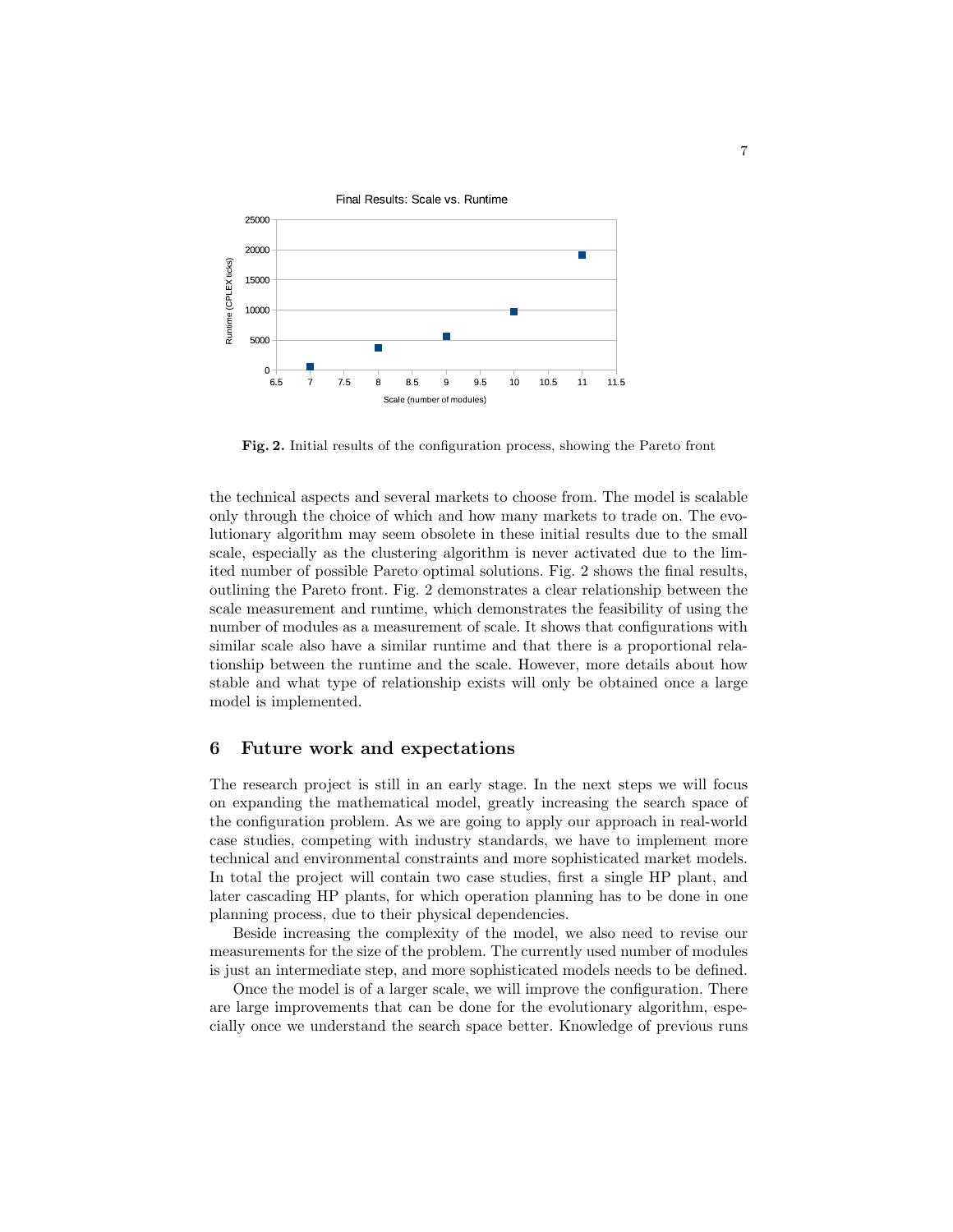**Fig. 2.** Initial results of the configuration process, showing the Pareto front

the technical aspects and several markets to choose from. The model is scalable only through the choice of which and how many markets to trade on. The evolutionary algorithm may seem obsolete in these initial results due to the small scale, especially as the clustering algorithm is never activated due to the limited number of possible Pareto optimal solutions. Fig. 2 shows the final results, outlining the Pareto front. Fig. 2 demonstrates a clear relationship between the scale measurement and runtime, which demonstrates the feasibility of using the number of modules as a measurement of scale. It shows that configurations with similar scale also have a similar runtime and that there is a proportional relationship between the runtime and the scale. However, more details about how stable and what type of relationship exists will only be obtained once a large model is implemented.

## 6 Future work and expectations

The research project is still in an early stage. In the next steps we will focus on expanding the mathematical model, greatly increasing the search space of the configuration problem. As we are going to apply our approach in real-world case studies, competing with industry standards, we have to implement more technical and environmental constraints and more sophisticated market models. In total the project will contain two case studies, first a single HP plant, and later cascading HP plants, for which operation planning has to be done in one planning process, due to their physical dependencies.

Beside increasing the complexity of the model, we also need to revise our measurements for the size of the problem. The currently used number of modules is just an intermediate step, and more sophisticated models needs to be defined.

Once the model is of a larger scale, we will improve the configuration. There are large improvements that can be done for the evolutionary algorithm, especially once we understand the search space better. Knowledge of previous runs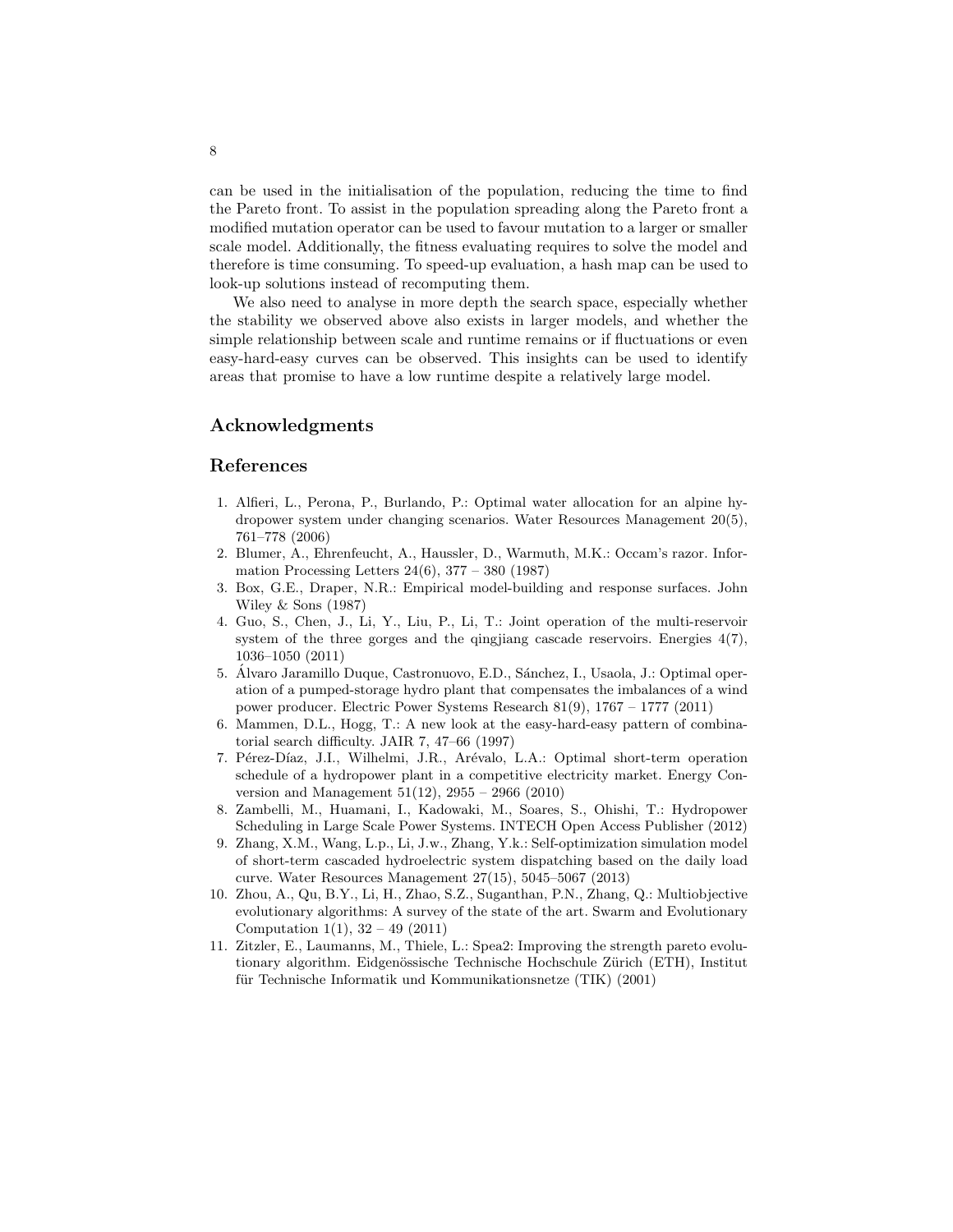can be used in the initialisation of the population, reducing the time to find the Pareto front. To assist in the population spreading along the Pareto front a modified mutation operator can be used to favour mutation to a larger or smaller scale model. Additionally, the fitness evaluating requires to solve the model and therefore is time consuming. To speed-up evaluation, a hash map can be used to look-up solutions instead of recomputing them.

We also need to analyse in more depth the search space, especially whether the stability we observed above also exists in larger models, and whether the simple relationship between scale and runtime remains or if fluctuations or even easy-hard-easy curves can be observed. This insights can be used to identify areas that promise to have a low runtime despite a relatively large model.

## Acknowledgments

## References

1. Alfieri, L., Perona, P., Burlando, P.: Optimal water allocation for an alpine hydropower system under changing scenarios. Water Resources Management 20(5), 761–778 (2006)
2. Blumer, A., Ehrenfeucht, A., Haussler, D., Warmuth, M.K.: Occam's razor. Information Processing Letters 24(6), 377 – 380 (1987)
3. Box, G.E., Draper, N.R.: Empirical model-building and response surfaces. John Wiley & Sons (1987)
4. Guo, S., Chen, J., Li, Y., Liu, P., Li, T.: Joint operation of the multi-reservoir system of the three gorges and the qingjiang cascade reservoirs. Energies 4(7), 1036–1050 (2011)
5. Álvaro Jaramillo Duque, Castronuovo, E.D., Sánchez, I., Usaola, J.: Optimal operation of a pumped-storage hydro plant that compensates the imbalances of a wind power producer. Electric Power Systems Research 81(9), 1767 – 1777 (2011)
6. Mammen, D.L., Hogg, T.: A new look at the easy-hard-easy pattern of combinatorial search difficulty. JAIR 7, 47–66 (1997)
7. Pérez-Díaz, J.I., Wilhelmi, J.R., Arévalo, L.A.: Optimal short-term operation schedule of a hydropower plant in a competitive electricity market. Energy Conversion and Management 51(12), 2955 – 2966 (2010)
8. Zambelli, M., Huamani, I., Kadowaki, M., Soares, S., Ohishi, T.: Hydropower Scheduling in Large Scale Power Systems. INTECH Open Access Publisher (2012)
9. Zhang, X.M., Wang, L.p., Li, J.w., Zhang, Y.k.: Self-optimization simulation model of short-term cascaded hydroelectric system dispatching based on the daily load curve. Water Resources Management 27(15), 5045–5067 (2013)
10. Zhou, A., Qu, B.Y., Li, H., Zhao, S.Z., Suganthan, P.N., Zhang, Q.: Multiobjective evolutionary algorithms: A survey of the state of the art. Swarm and Evolutionary Computation 1(1), 32 – 49 (2011)
11. Zitzler, E., Laumanns, M., Thiele, L.: Spea2: Improving the strength pareto evolutionary algorithm. Eidgenössische Technische Hochschule Zürich (ETH), Institut für Technische Informatik und Kommunikationsnetze (TIK) (2001)